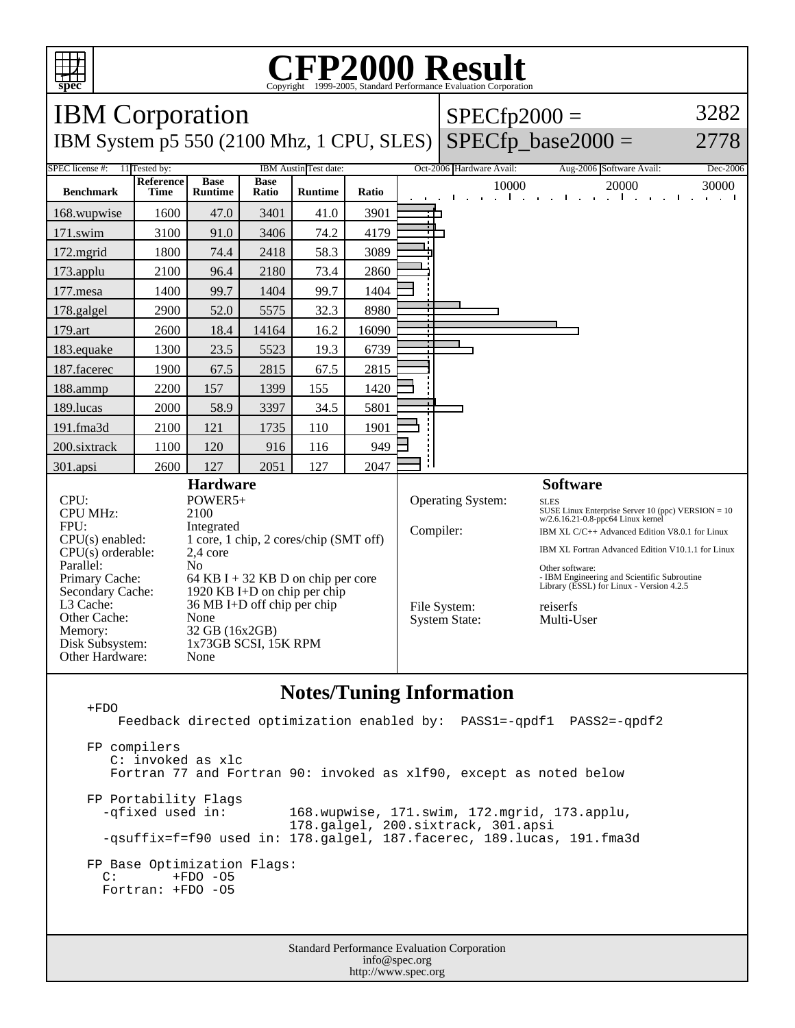# CFP2000 Result

Copyright 1999-2005, Standard Performance Evaluation Corporation

## IBM Corporation

IBM System p5 550 (2100 Mhz, 1 CPU, SLES)

SPECfp2000 = 3282

SPECfp_base2000 = 2778

| SPEC license #: | 11 | Tested by: | IBM Austin | Test date: | Oct-2006 | Hardware Avail: | Aug-2006 | Software Avail: | Dec-2006 |
|---|---|---|---|---|---|---|---|---|---|

| Benchmark | Reference Time | Base Runtime | Base Ratio | Runtime | Ratio |
|---|---|---|---|---|---|
| 168.wupwise | 1600 | 47.0 | 3401 | 41.0 | 3901 |
| 171.swim | 3100 | 91.0 | 3406 | 74.2 | 4179 |
| 172.mgrid | 1800 | 74.4 | 2418 | 58.3 | 3089 |
| 173.applu | 2100 | 96.4 | 2180 | 73.4 | 2860 |
| 177.mesa | 1400 | 99.7 | 1404 | 99.7 | 1404 |
| 178.galgel | 2900 | 52.0 | 5575 | 32.3 | 8980 |
| 179.art | 2600 | 18.4 | 14164 | 16.2 | 16090 |
| 183.equake | 1300 | 23.5 | 5523 | 19.3 | 6739 |
| 187.facerec | 1900 | 67.5 | 2815 | 67.5 | 2815 |
| 188.ammp | 2200 | 157 | 1399 | 155 | 1420 |
| 189.lucas | 2000 | 58.9 | 3397 | 34.5 | 5801 |
| 191.fma3d | 2100 | 121 | 1735 | 110 | 1901 |
| 200.sixtrack | 1100 | 120 | 916 | 116 | 949 |
| 301.apsi | 2600 | 127 | 2051 | 127 | 2047 |

### Hardware

| | |
|---|---|
| CPU: | POWER5+ |
| CPU MHz: | 2100 |
| FPU: | Integrated |
| CPU(s) enabled: | 1 core, 1 chip, 2 cores/chip (SMT off) |
| CPU(s) orderable: | 2,4 core |
| Parallel: | No |
| Primary Cache: | 64 KB I + 32 KB D on chip per core |
| Secondary Cache: | 1920 KB I+D on chip per chip |
| L3 Cache: | 36 MB I+D off chip per chip |
| Other Cache: | None |
| Memory: | 32 GB (16x2GB) |
| Disk Subsystem: | 1x73GB SCSI, 15K RPM |
| Other Hardware: | None |

### Software

| | |
|---|---|
| Operating System: | SLES<br>SUSE Linux Enterprise Server 10 (ppc) VERSION = 10<br>w/2.6.16.21-0.8-ppc64 Linux kernel |
| Compiler: | IBM XL C/C++ Advanced Edition V8.0.1 for Linux<br>IBM XL Fortran Advanced Edition V10.1.1 for Linux<br>Other software:<br>- IBM Engineering and Scientific Subroutine Library (ESSL) for Linux - Version 4.2.5 |
| File System: | reiserfs |
| System State: | Multi-User |

### Notes/Tuning Information

```
+FDO
    Feedback directed optimization enabled by:  PASS1=-qpdf1  PASS2=-qpdf2

FP compilers
   C: invoked as xlc
   Fortran 77 and Fortran 90: invoked as xlf90, except as noted below

FP Portability Flags
  -qfixed used in:        168.wupwise, 171.swim, 172.mgrid, 173.applu,
                          178.galgel, 200.sixtrack, 301.apsi
  -qsuffix=f=f90 used in: 178.galgel, 187.facerec, 189.lucas, 191.fma3d

FP Base Optimization Flags:
  C:       +FDO -O5
  Fortran: +FDO -O5
```

Standard Performance Evaluation Corporation
info@spec.org
http://www.spec.org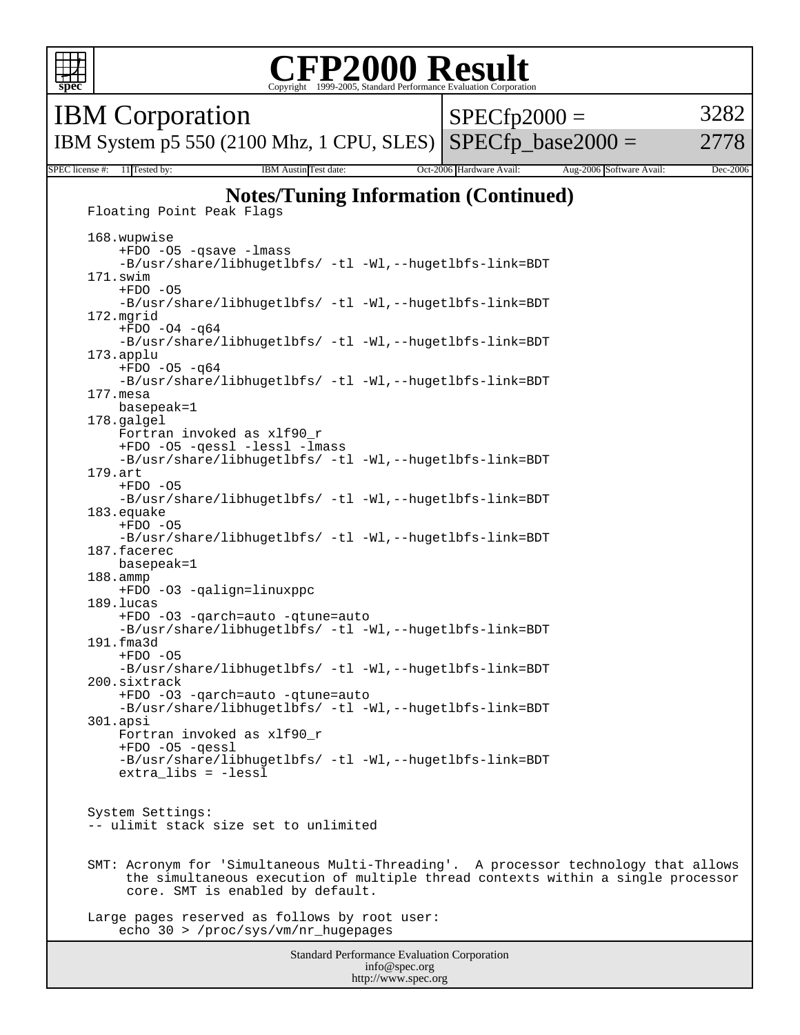# CFP2000 Result

Copyright 1999-2005, Standard Performance Evaluation Corporation

## IBM Corporation

IBM System p5 550 (2100 Mhz, 1 CPU, SLES)

| SPECfp2000 = | 3282 |
| --- | --- |
| SPECfp_base2000 = | 2778 |

| SPEC license #: | 11 | Tested by: | IBM Austin | Test date: | Oct-2006 | Hardware Avail: | Aug-2006 | Software Avail: | Dec-2006 |
| --- | --- | --- | --- | --- | --- | --- | --- | --- | --- |

### Notes/Tuning Information (Continued)

```
Floating Point Peak Flags

168.wupwise
    +FDO -O5 -qsave -lmass
    -B/usr/share/libhugetlbfs/ -tl -Wl,--hugetlbfs-link=BDT
171.swim
    +FDO -O5
    -B/usr/share/libhugetlbfs/ -tl -Wl,--hugetlbfs-link=BDT
172.mgrid
    +FDO -O4 -q64
    -B/usr/share/libhugetlbfs/ -tl -Wl,--hugetlbfs-link=BDT
173.applu
    +FDO -O5 -q64
    -B/usr/share/libhugetlbfs/ -tl -Wl,--hugetlbfs-link=BDT
177.mesa
    basepeak=1
178.galgel
    Fortran invoked as xlf90_r
    +FDO -O5 -qessl -lessl -lmass
    -B/usr/share/libhugetlbfs/ -tl -Wl,--hugetlbfs-link=BDT
179.art
    +FDO -O5
    -B/usr/share/libhugetlbfs/ -tl -Wl,--hugetlbfs-link=BDT
183.equake
    +FDO -O5
    -B/usr/share/libhugetlbfs/ -tl -Wl,--hugetlbfs-link=BDT
187.facerec
    basepeak=1
188.ammp
    +FDO -O3 -qalign=linuxppc
189.lucas
    +FDO -O3 -qarch=auto -qtune=auto
    -B/usr/share/libhugetlbfs/ -tl -Wl,--hugetlbfs-link=BDT
191.fma3d
    +FDO -O5
    -B/usr/share/libhugetlbfs/ -tl -Wl,--hugetlbfs-link=BDT
200.sixtrack
    +FDO -O3 -qarch=auto -qtune=auto
    -B/usr/share/libhugetlbfs/ -tl -Wl,--hugetlbfs-link=BDT
301.apsi
    Fortran invoked as xlf90_r
    +FDO -O5 -qessl
    -B/usr/share/libhugetlbfs/ -tl -Wl,--hugetlbfs-link=BDT
    extra_libs = -lessl


System Settings:
-- ulimit stack size set to unlimited


SMT: Acronym for 'Simultaneous Multi-Threading'.  A processor technology that allows
     the simultaneous execution of multiple thread contexts within a single processor
     core. SMT is enabled by default.

Large pages reserved as follows by root user:
    echo 30 > /proc/sys/vm/nr_hugepages
```

Standard Performance Evaluation Corporation
info@spec.org
http://www.spec.org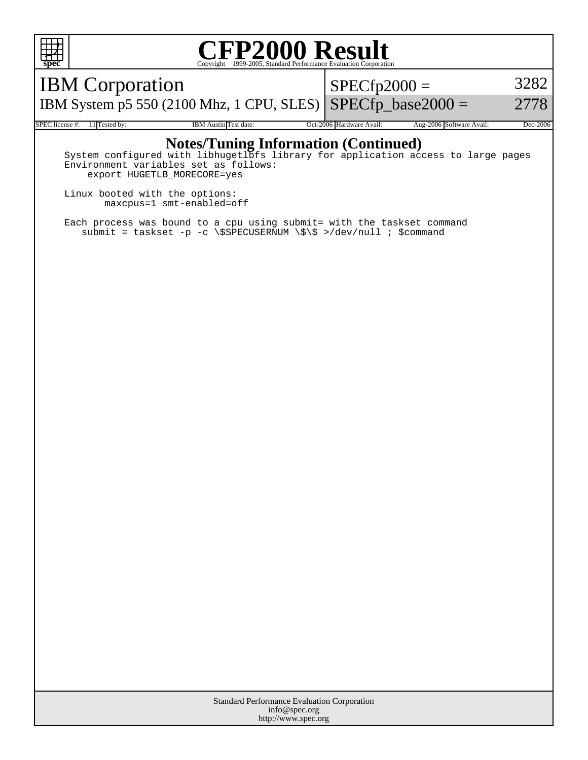# CFP2000 Result

Copyright 1999-2005, Standard Performance Evaluation Corporation

**IBM Corporation**

IBM System p5 550 (2100 Mhz, 1 CPU, SLES)

SPECfp2000 = 3282

SPECfp_base2000 = 2778

| SPEC license #: | 11 | Tested by: | IBM Austin | Test date: | Oct-2006 | Hardware Avail: | Aug-2006 | Software Avail: | Dec-2006 |
|---|---|---|---|---|---|---|---|---|---|

## Notes/Tuning Information (Continued)

```
System configured with libhugetlbfs library for application access to large pages
Environment variables set as follows:
    export HUGETLB_MORECORE=yes

Linux booted with the options:
      maxcpus=1 smt-enabled=off

Each process was bound to a cpu using submit= with the taskset command
   submit = taskset -p -c \$SPECUSERNUM \$\$ >/dev/null ; $command
```

Standard Performance Evaluation Corporation
info@spec.org
http://www.spec.org